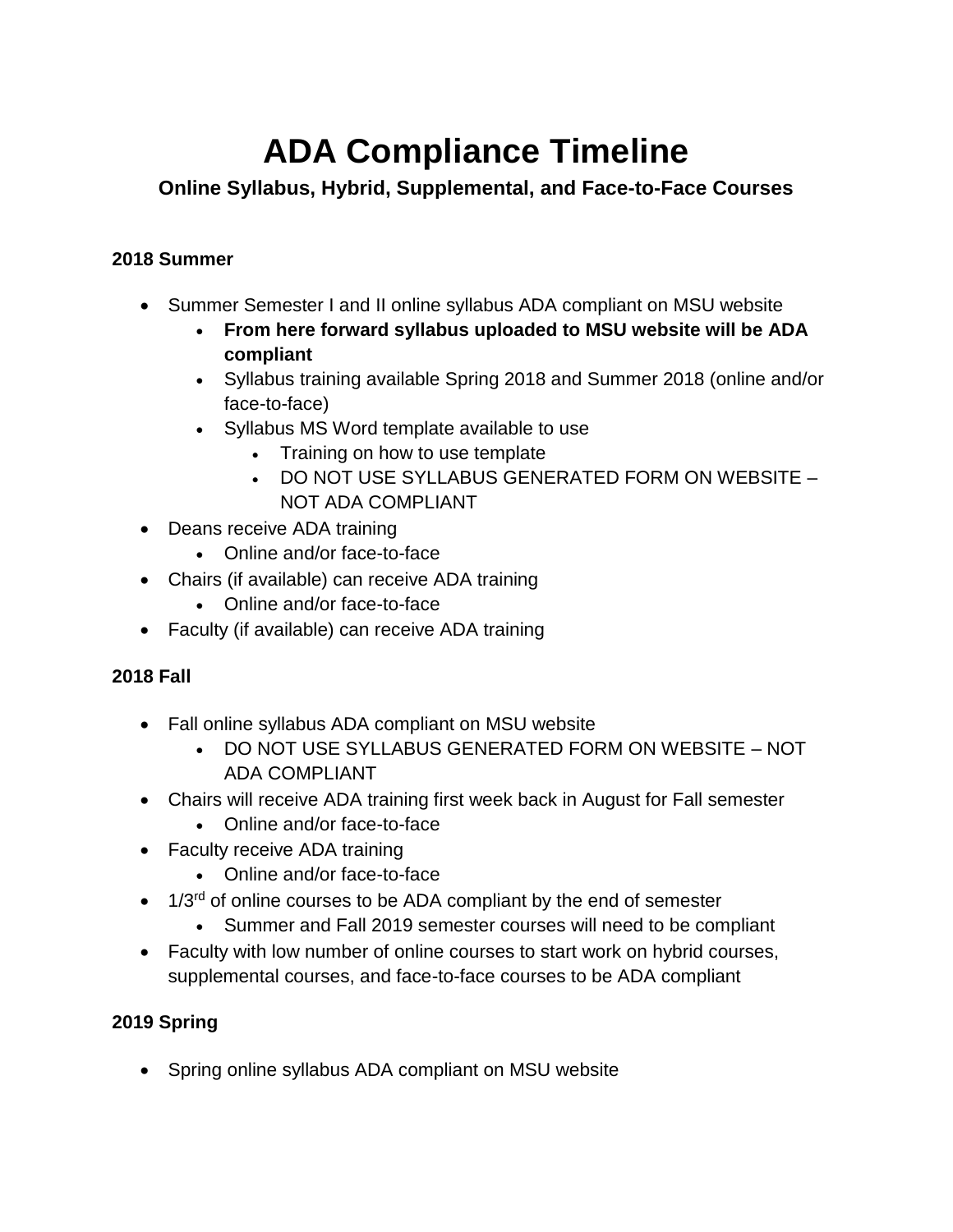# ADA Compliance Timeline

## Online Syllabus, Hybrid, Supplemental, and Face-to-Face Courses

### 2018 Summer

- Summer Semester I and II online syllabus ADA compliant on MSU website
  - **From here forward syllabus uploaded to MSU website will be ADA compliant**
  - Syllabus training available Spring 2018 and Summer 2018 (online and/or face-to-face)
  - Syllabus MS Word template available to use
    - Training on how to use template
    - DO NOT USE SYLLABUS GENERATED FORM ON WEBSITE – NOT ADA COMPLIANT
- Deans receive ADA training
  - Online and/or face-to-face
- Chairs (if available) can receive ADA training
  - Online and/or face-to-face
- Faculty (if available) can receive ADA training

### 2018 Fall

- Fall online syllabus ADA compliant on MSU website
  - DO NOT USE SYLLABUS GENERATED FORM ON WEBSITE – NOT ADA COMPLIANT
- Chairs will receive ADA training first week back in August for Fall semester
  - Online and/or face-to-face
- Faculty receive ADA training
  - Online and/or face-to-face
- 1/3rd of online courses to be ADA compliant by the end of semester
  - Summer and Fall 2019 semester courses will need to be compliant
- Faculty with low number of online courses to start work on hybrid courses, supplemental courses, and face-to-face courses to be ADA compliant

### 2019 Spring

- Spring online syllabus ADA compliant on MSU website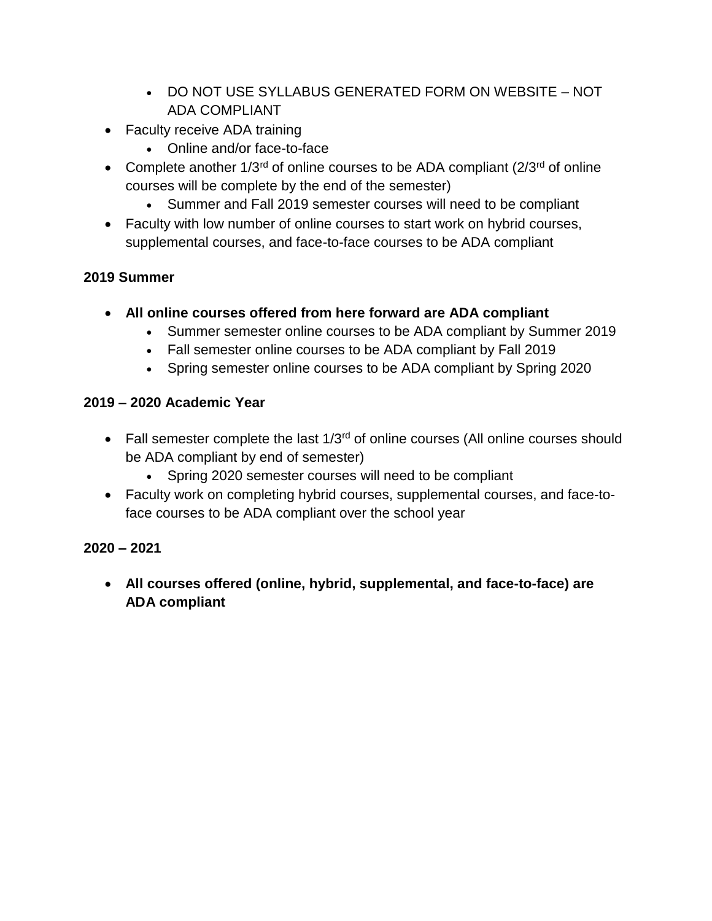- DO NOT USE SYLLABUS GENERATED FORM ON WEBSITE – NOT ADA COMPLIANT
- Faculty receive ADA training
  - Online and/or face-to-face
- Complete another 1/3rd of online courses to be ADA compliant (2/3rd of online courses will be complete by the end of the semester)
  - Summer and Fall 2019 semester courses will need to be compliant
- Faculty with low number of online courses to start work on hybrid courses, supplemental courses, and face-to-face courses to be ADA compliant

**2019 Summer**

- **All online courses offered from here forward are ADA compliant**
  - Summer semester online courses to be ADA compliant by Summer 2019
  - Fall semester online courses to be ADA compliant by Fall 2019
  - Spring semester online courses to be ADA compliant by Spring 2020

**2019 – 2020 Academic Year**

- Fall semester complete the last 1/3rd of online courses (All online courses should be ADA compliant by end of semester)
  - Spring 2020 semester courses will need to be compliant
- Faculty work on completing hybrid courses, supplemental courses, and face-to-face courses to be ADA compliant over the school year

**2020 – 2021**

- **All courses offered (online, hybrid, supplemental, and face-to-face) are ADA compliant**